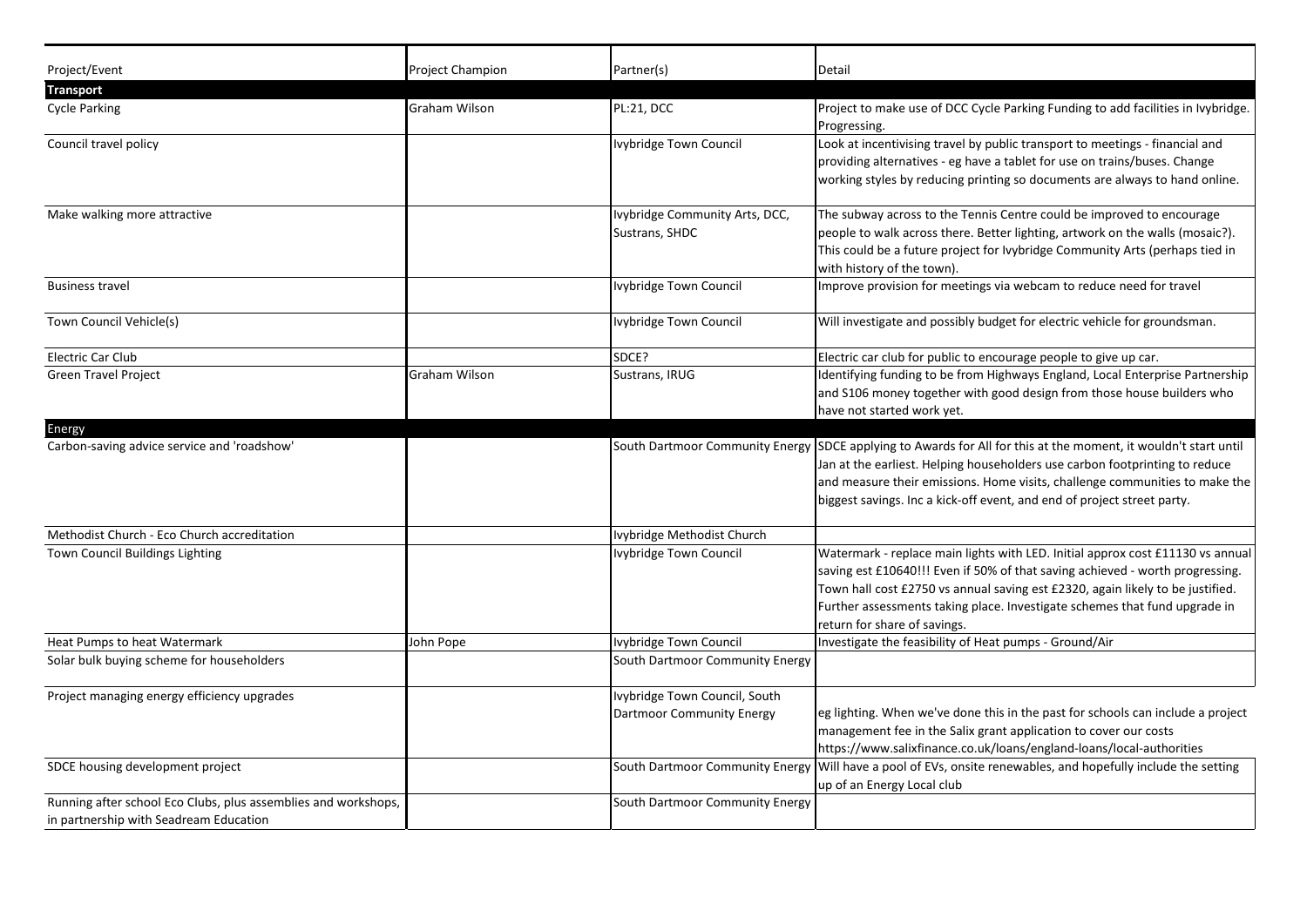| Project/Event | Project Champion | Partner(s) | Detail |
|---|---|---|---|
| **Transport** | | | |
| Cycle Parking | Graham Wilson | PL:21, DCC | Project to make use of DCC Cycle Parking Funding to add facilities in Ivybridge. Progressing. |
| Council travel policy | | Ivybridge Town Council | Look at incentivising travel by public transport to meetings - financial and providing alternatives - eg have a tablet for use on trains/buses. Change working styles by reducing printing so documents are always to hand online. |
| Make walking more attractive | | Ivybridge Community Arts, DCC, Sustrans, SHDC | The subway across to the Tennis Centre could be improved to encourage people to walk across there. Better lighting, artwork on the walls (mosaic?). This could be a future project for Ivybridge Community Arts (perhaps tied in with history of the town). |
| Business travel | | Ivybridge Town Council | Improve provision for meetings via webcam to reduce need for travel |
| Town Council Vehicle(s) | | Ivybridge Town Council | Will investigate and possibly budget for electric vehicle for groundsman. |
| Electric Car Club | | SDCE? | Electric car club for public to encourage people to give up car. |
| Green Travel Project | Graham Wilson | Sustrans, IRUG | Identifying funding to be from Highways England, Local Enterprise Partnership and S106 money together with good design from those house builders who have not started work yet. |
| **Energy** | | | |
| Carbon-saving advice service and 'roadshow' | | South Dartmoor Community Energy | SDCE applying to Awards for All for this at the moment, it wouldn't start until Jan at the earliest. Helping householders use carbon footprinting to reduce and measure their emissions. Home visits, challenge communities to make the biggest savings. Inc a kick-off event, and end of project street party. |
| Methodist Church - Eco Church accreditation | | Ivybridge Methodist Church | |
| Town Council Buildings Lighting | | Ivybridge Town Council | Watermark - replace main lights with LED. Initial approx cost £11130 vs annual saving est £10640!!! Even if 50% of that saving achieved - worth progressing. Town hall cost £2750 vs annual saving est £2320, again likely to be justified. Further assessments taking place. Investigate schemes that fund upgrade in return for share of savings. |
| Heat Pumps to heat Watermark | John Pope | Ivybridge Town Council | Investigate the feasibility of Heat pumps - Ground/Air |
| Solar bulk buying scheme for householders | | South Dartmoor Community Energy | |
| Project managing energy efficiency upgrades | | Ivybridge Town Council, South Dartmoor Community Energy | eg lighting. When we've done this in the past for schools can include a project management fee in the Salix grant application to cover our costs https://www.salixfinance.co.uk/loans/england-loans/local-authorities |
| SDCE housing development project | | South Dartmoor Community Energy | Will have a pool of EVs, onsite renewables, and hopefully include the setting up of an Energy Local club |
| Running after school Eco Clubs, plus assemblies and workshops, in partnership with Seadream Education | | South Dartmoor Community Energy | |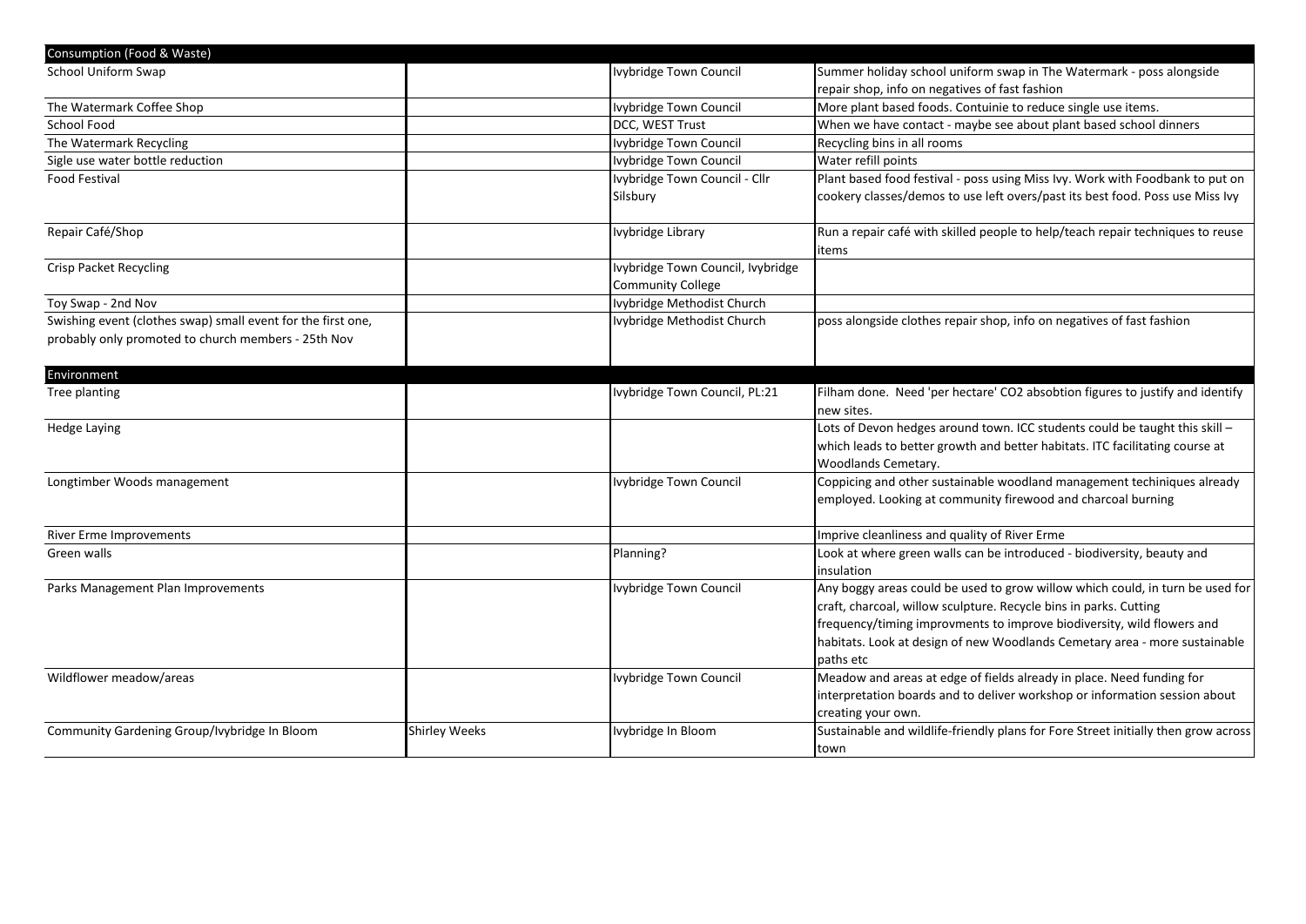| Consumption (Food & Waste) | | | |
|---|---|---|---|
| School Uniform Swap | | Ivybridge Town Council | Summer holiday school uniform swap in The Watermark - poss alongside repair shop, info on negatives of fast fashion |
| The Watermark Coffee Shop | | Ivybridge Town Council | More plant based foods. Contuinie to reduce single use items. |
| School Food | | DCC, WEST Trust | When we have contact - maybe see about plant based school dinners |
| The Watermark Recycling | | Ivybridge Town Council | Recycling bins in all rooms |
| Sigle use water bottle reduction | | Ivybridge Town Council | Water refill points |
| Food Festival | | Ivybridge Town Council - Cllr Silsbury | Plant based food festival - poss using Miss Ivy. Work with Foodbank to put on cookery classes/demos to use left overs/past its best food. Poss use Miss Ivy |
| Repair Café/Shop | | Ivybridge Library | Run a repair café with skilled people to help/teach repair techniques to reuse items |
| Crisp Packet Recycling | | Ivybridge Town Council, Ivybridge Community College | |
| Toy Swap - 2nd Nov | | Ivybridge Methodist Church | |
| Swishing event (clothes swap) small event for the first one, probably only promoted to church members - 25th Nov | | Ivybridge Methodist Church | poss alongside clothes repair shop, info on negatives of fast fashion |
| **Environment** | | | |
| Tree planting | | Ivybridge Town Council, PL:21 | Filham done. Need 'per hectare' CO2 absobtion figures to justify and identify new sites. |
| Hedge Laying | | | Lots of Devon hedges around town. ICC students could be taught this skill – which leads to better growth and better habitats. ITC facilitating course at Woodlands Cemetary. |
| Longtimber Woods management | | Ivybridge Town Council | Coppicing and other sustainable woodland management techiniques already employed. Looking at community firewood and charcoal burning |
| River Erme Improvements | | | Imprive cleanliness and quality of River Erme |
| Green walls | | Planning? | Look at where green walls can be introduced - biodiversity, beauty and insulation |
| Parks Management Plan Improvements | | Ivybridge Town Council | Any boggy areas could be used to grow willow which could, in turn be used for craft, charcoal, willow sculpture. Recycle bins in parks. Cutting frequency/timing improvments to improve biodiversity, wild flowers and habitats. Look at design of new Woodlands Cemetary area - more sustainable paths etc |
| Wildflower meadow/areas | | Ivybridge Town Council | Meadow and areas at edge of fields already in place. Need funding for interpretation boards and to deliver workshop or information session about creating your own. |
| Community Gardening Group/Ivybridge In Bloom | Shirley Weeks | Ivybridge In Bloom | Sustainable and wildlife-friendly plans for Fore Street initially then grow across town |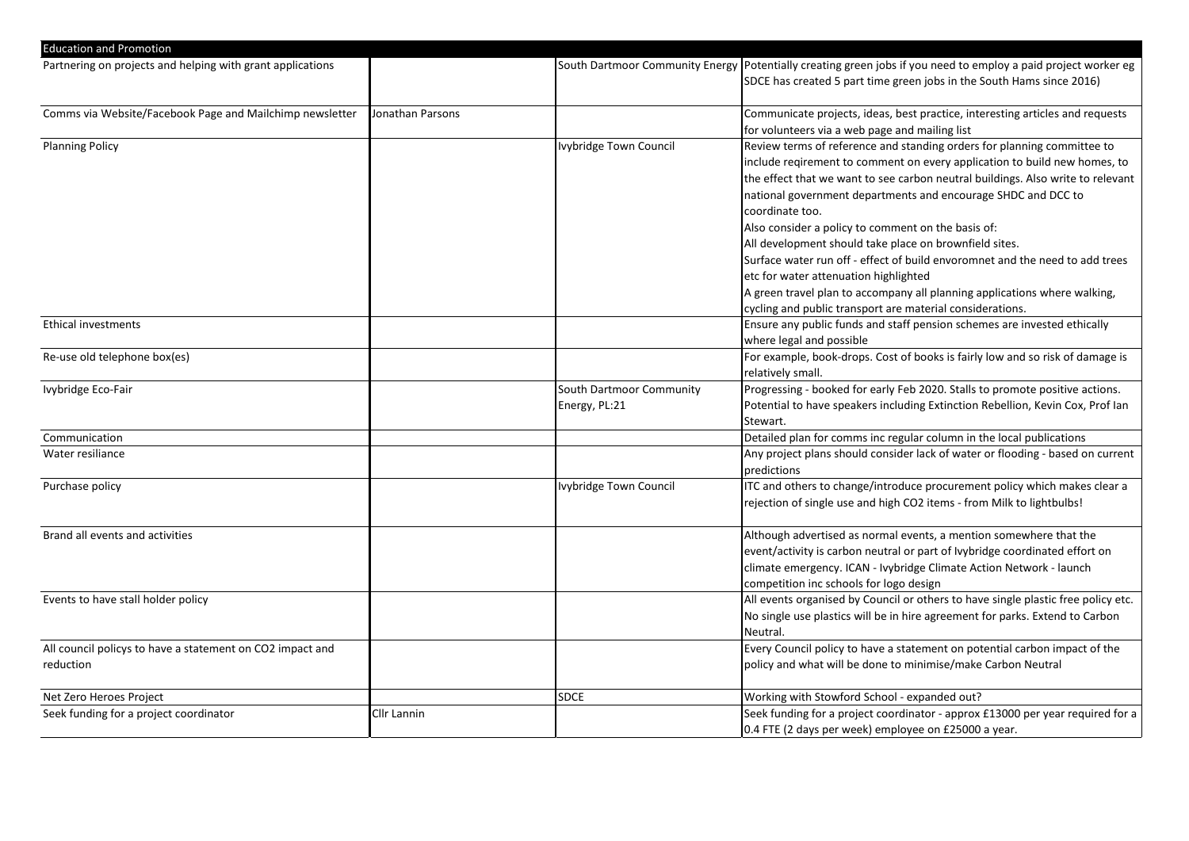| Education and Promotion | | | |
|---|---|---|---|
| Partnering on projects and helping with grant applications | | South Dartmoor Community Energy | Potentially creating green jobs if you need to employ a paid project worker eg SDCE has created 5 part time green jobs in the South Hams since 2016) |
| Comms via Website/Facebook Page and Mailchimp newsletter | Jonathan Parsons | | Communicate projects, ideas, best practice, interesting articles and requests for volunteers via a web page and mailing list |
| Planning Policy | | Ivybridge Town Council | Review terms of reference and standing orders for planning committee to include reqirement to comment on every application to build new homes, to the effect that we want to see carbon neutral buildings. Also write to relevant national government departments and encourage SHDC and DCC to coordinate too.<br>Also consider a policy to comment on the basis of:<br>All development should take place on brownfield sites.<br>Surface water run off - effect of build envoromnet and the need to add trees etc for water attenuation highlighted<br>A green travel plan to accompany all planning applications where walking, cycling and public transport are material considerations. |
| Ethical investments | | | Ensure any public funds and staff pension schemes are invested ethically where legal and possible |
| Re-use old telephone box(es) | | | For example, book-drops. Cost of books is fairly low and so risk of damage is relatively small. |
| Ivybridge Eco-Fair | | South Dartmoor Community Energy, PL:21 | Progressing - booked for early Feb 2020. Stalls to promote positive actions. Potential to have speakers including Extinction Rebellion, Kevin Cox, Prof Ian Stewart. |
| Communication | | | Detailed plan for comms inc regular column in the local publications |
| Water resiliance | | | Any project plans should consider lack of water or flooding - based on current predictions |
| Purchase policy | | Ivybridge Town Council | ITC and others to change/introduce procurement policy which makes clear a rejection of single use and high CO2 items - from Milk to lightbulbs! |
| Brand all events and activities | | | Although advertised as normal events, a mention somewhere that the event/activity is carbon neutral or part of Ivybridge coordinated effort on climate emergency. ICAN - Ivybridge Climate Action Network - launch competition inc schools for logo design |
| Events to have stall holder policy | | | All events organised by Council or others to have single plastic free policy etc. No single use plastics will be in hire agreement for parks. Extend to Carbon Neutral. |
| All council policys to have a statement on CO2 impact and reduction | | | Every Council policy to have a statement on potential carbon impact of the policy and what will be done to minimise/make Carbon Neutral |
| Net Zero Heroes Project | | SDCE | Working with Stowford School - expanded out? |
| Seek funding for a project coordinator | Cllr Lannin | | Seek funding for a project coordinator - approx £13000 per year required for a 0.4 FTE (2 days per week) employee on £25000 a year. |